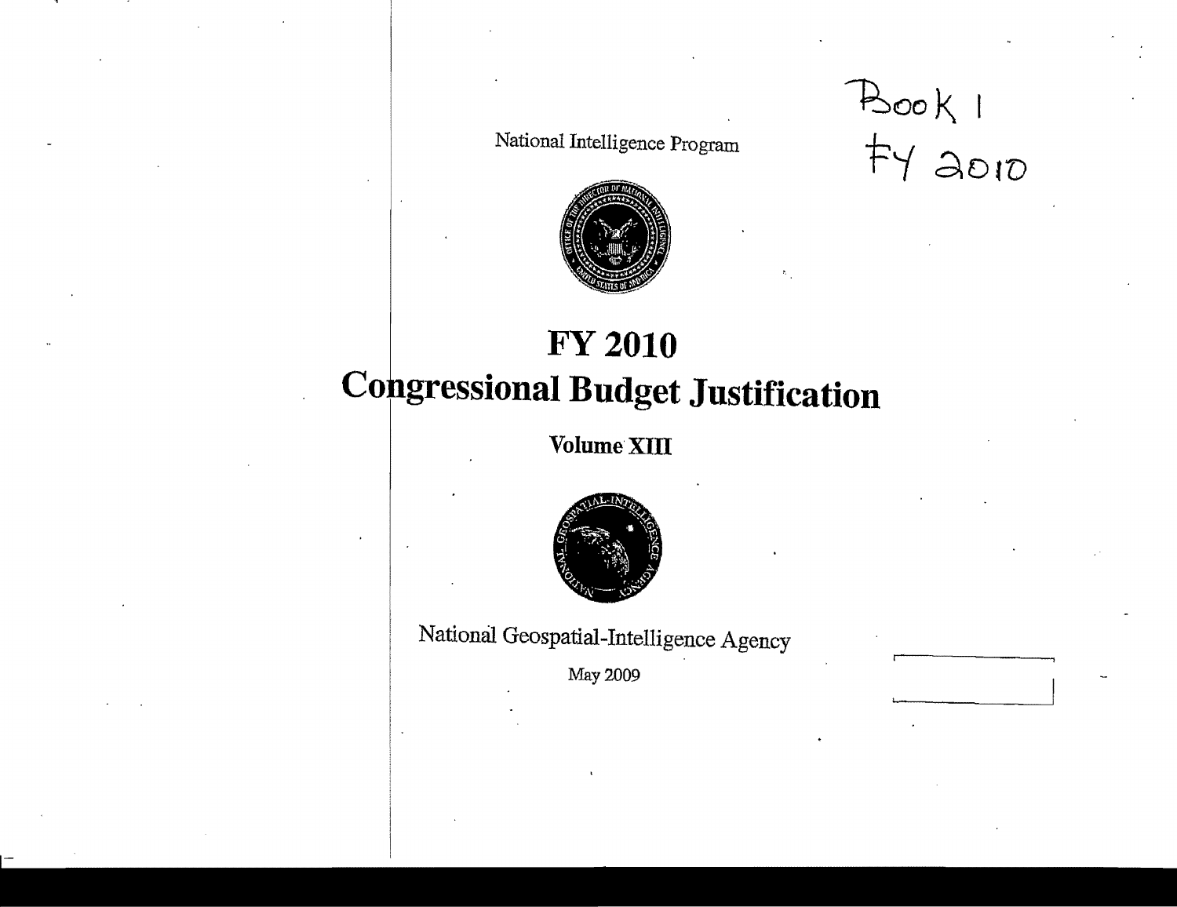National Intelligence Program

Book 1
FY 2010

# FY 2010
# Congressional Budget Justification

## Volume XIII

National Geospatial-Intelligence Agency

May 2009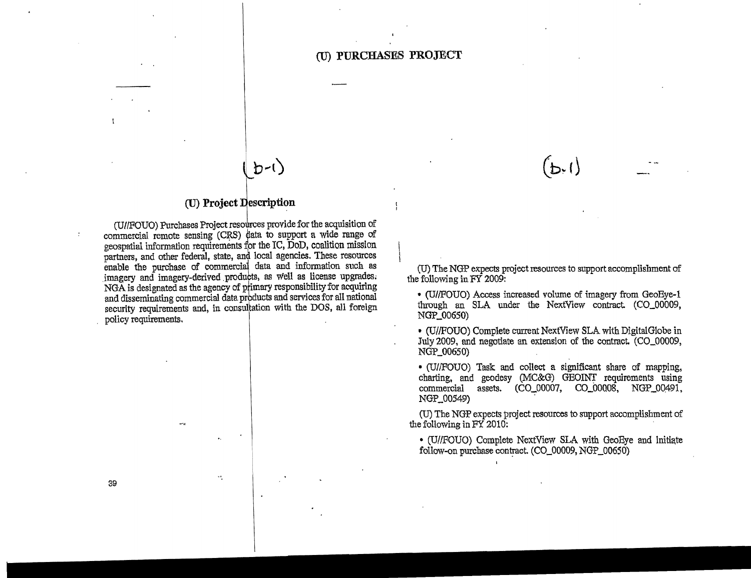# (U) PURCHASES PROJECT

(b-1)

(b-1)

## (U) Project Description

(U//FOUO) Purchases Project resources provide for the acquisition of commercial remote sensing (CRS) data to support a wide range of geospatial information requirements for the IC, DoD, coalition mission partners, and other federal, state, and local agencies. These resources enable the purchase of commercial data and information such as imagery and imagery-derived products, as well as license upgrades. NGA is designated as the agency of primary responsibility for acquiring and disseminating commercial data products and services for all national security requirements and, in consultation with the DOS, all foreign policy requirements.

(U) The NGP expects project resources to support accomplishment of the following in FY 2009:

- (U//FOUO) Access increased volume of imagery from GeoEye-1 through an SLA under the NextView contract. (CO_00009, NGP_00650)
- (U//FOUO) Complete current NextView SLA with DigitalGlobe in July 2009, and negotiate an extension of the contract. (CO_00009, NGP_00650)
- (U//FOUO) Task and collect a significant share of mapping, charting, and geodesy (MC&G) GEOINT requirements using commercial assets. (CO_00007, CO_00008, NGP_00491, NGP_00549)

(U) The NGP expects project resources to support accomplishment of the following in FY 2010:

- (U//FOUO) Complete NextView SLA with GeoEye and initiate follow-on purchase contract. (CO_00009, NGP_00650)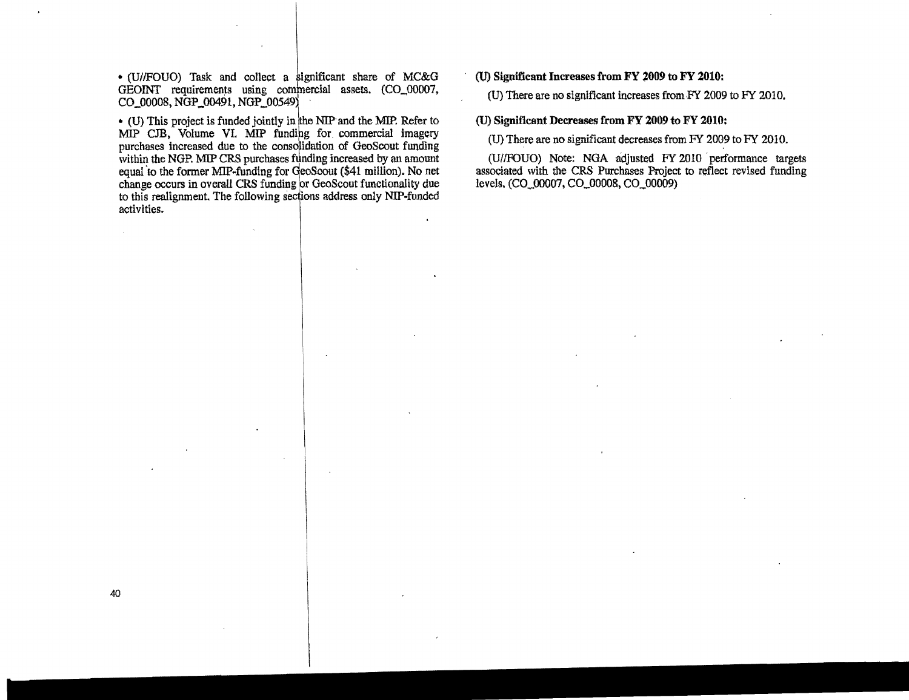- (U//FOUO) Task and collect a significant share of MC&G GEOINT requirements using commercial assets. (CO_00007, CO_00008, NGP_00491, NGP_00549)

- (U) This project is funded jointly in the NIP and the MIP. Refer to MIP CJB, Volume VI. MIP funding for commercial imagery purchases increased due to the consolidation of GeoScout funding within the NGP. MIP CRS purchases funding increased by an amount equal to the former MIP-funding for GeoScout ($41 million). No net change occurs in overall CRS funding or GeoScout functionality due to this realignment. The following sections address only NIP-funded activities.

**(U) Significant Increases from FY 2009 to FY 2010:**

(U) There are no significant increases from FY 2009 to FY 2010.

**(U) Significant Decreases from FY 2009 to FY 2010:**

(U) There are no significant decreases from FY 2009 to FY 2010.

(U//FOUO) Note: NGA adjusted FY 2010 performance targets associated with the CRS Purchases Project to reflect revised funding levels. (CO_00007, CO_00008, CO_00009)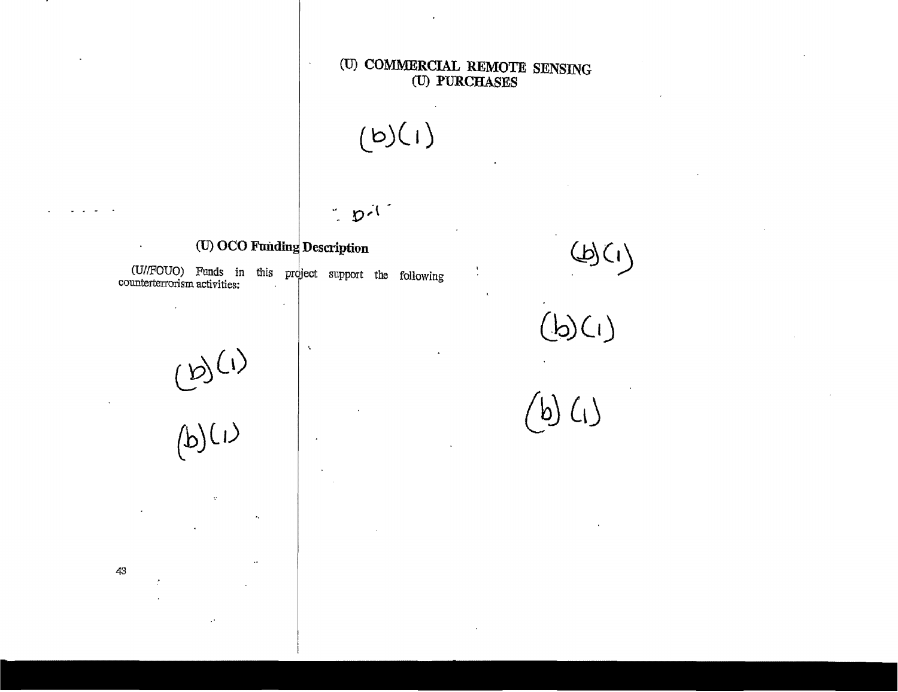# (U) COMMERCIAL REMOTE SENSING
# (U) PURCHASES

(b)(1)

(b)(1)

(b)(1)

(b)(1)

## (U) OCO Funding Description

(U//FOUO) Funds in this project support the following counterterrorism activities:

(b)(1)

(b)(1)